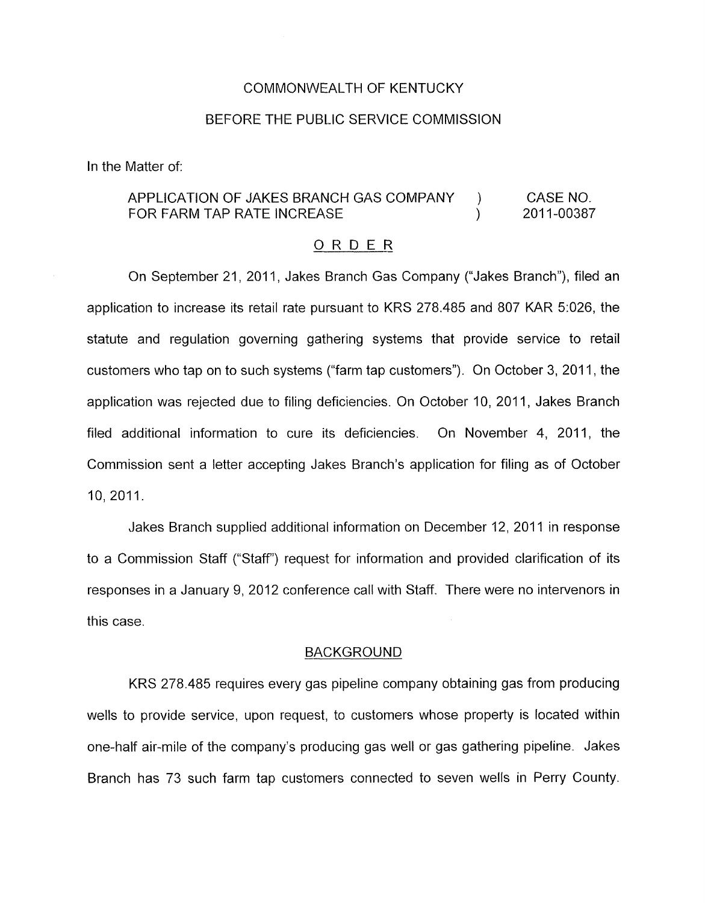COMMONWEALTH OF KENTUCKY

BEFORE THE PUBLIC SERVICE COMMISSION

In the Matter of:

| APPLICATION OF JAKES BRANCH GAS COMPANY FOR FARM TAP RATE INCREASE | ) ) | CASE NO. 2011-00387 |
|---|---|---|

## ORDER

On September 21, 2011, Jakes Branch Gas Company ("Jakes Branch"), filed an application to increase its retail rate pursuant to KRS 278.485 and 807 KAR 5:026, the statute and regulation governing gathering systems that provide service to retail customers who tap on to such systems ("farm tap customers"). On October 3, 2011, the application was rejected due to filing deficiencies. On October 10, 2011, Jakes Branch filed additional information to cure its deficiencies. On November 4, 2011, the Commission sent a letter accepting Jakes Branch's application for filing as of October 10, 2011.

Jakes Branch supplied additional information on December 12, 2011 in response to a Commission Staff ("Staff") request for information and provided clarification of its responses in a January 9, 2012 conference call with Staff. There were no intervenors in this case.

## BACKGROUND

KRS 278.485 requires every gas pipeline company obtaining gas from producing wells to provide service, upon request, to customers whose property is located within one-half air-mile of the company's producing gas well or gas gathering pipeline. Jakes Branch has 73 such farm tap customers connected to seven wells in Perry County.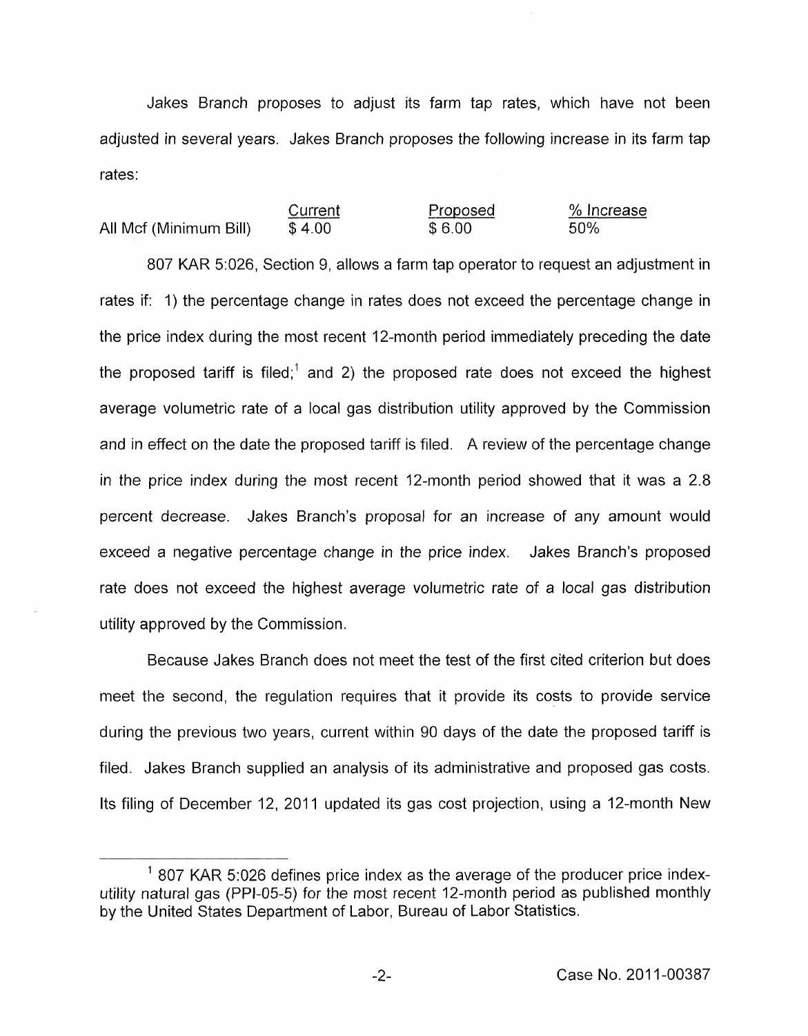Jakes Branch proposes to adjust its farm tap rates, which have not been adjusted in several years. Jakes Branch proposes the following increase in its farm tap rates:

| | Current | Proposed | % Increase |
|---|---|---|---|
| All Mcf (Minimum Bill) | $ 4.00 | $ 6.00 | 50% |

807 KAR 5:026, Section 9, allows a farm tap operator to request an adjustment in rates if: 1) the percentage change in rates does not exceed the percentage change in the price index during the most recent 12-month period immediately preceding the date the proposed tariff is filed;[1] and 2) the proposed rate does not exceed the highest average volumetric rate of a local gas distribution utility approved by the Commission and in effect on the date the proposed tariff is filed. A review of the percentage change in the price index during the most recent 12-month period showed that it was a 2.8 percent decrease. Jakes Branch's proposal for an increase of any amount would exceed a negative percentage change in the price index. Jakes Branch's proposed rate does not exceed the highest average volumetric rate of a local gas distribution utility approved by the Commission.

Because Jakes Branch does not meet the test of the first cited criterion but does meet the second, the regulation requires that it provide its costs to provide service during the previous two years, current within 90 days of the date the proposed tariff is filed. Jakes Branch supplied an analysis of its administrative and proposed gas costs. Its filing of December 12, 2011 updated its gas cost projection, using a 12-month New

[1] 807 KAR 5:026 defines price index as the average of the producer price index-utility natural gas (PPI-05-5) for the most recent 12-month period as published monthly by the United States Department of Labor, Bureau of Labor Statistics.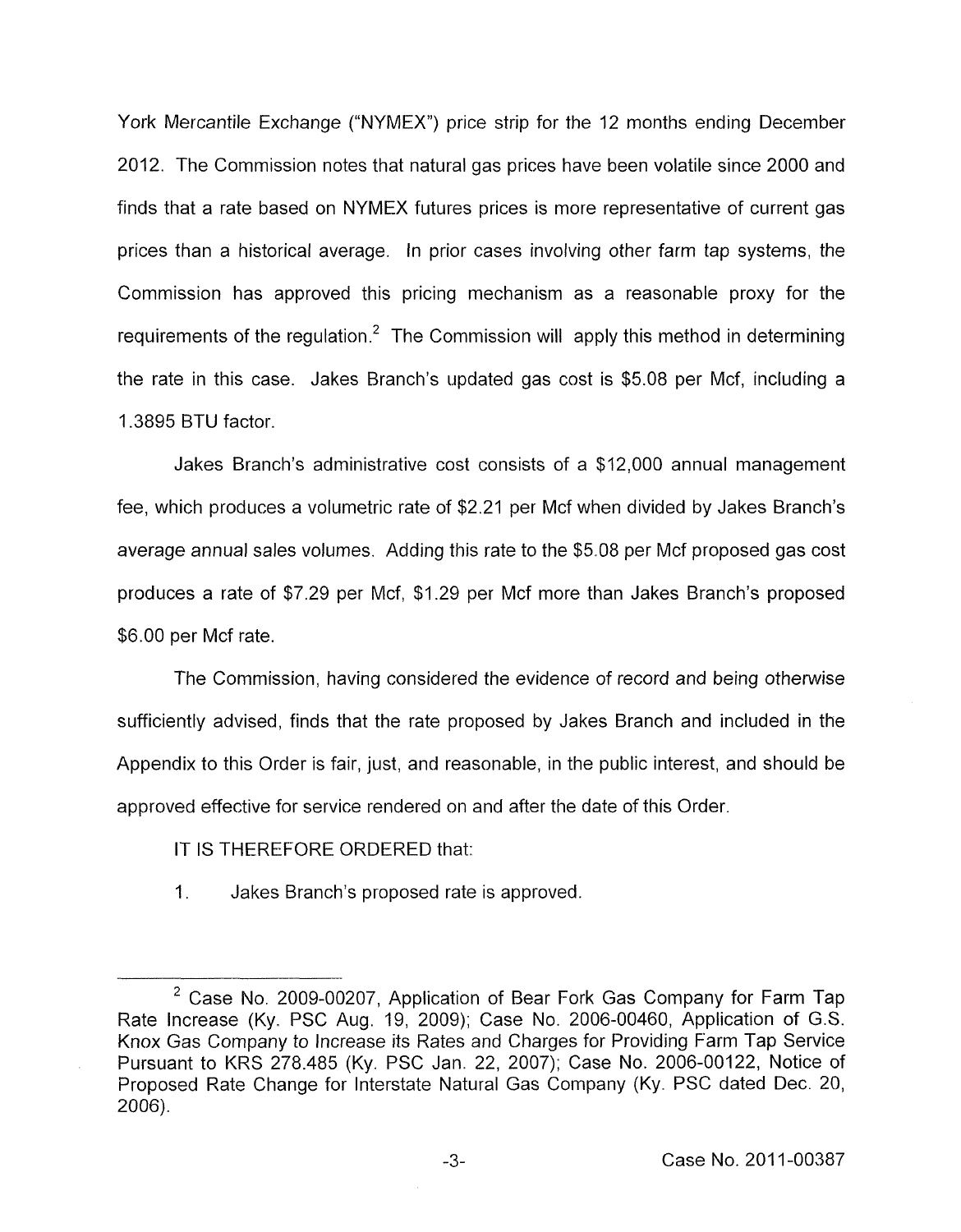York Mercantile Exchange ("NYMEX") price strip for the 12 months ending December 2012. The Commission notes that natural gas prices have been volatile since 2000 and finds that a rate based on NYMEX futures prices is more representative of current gas prices than a historical average. In prior cases involving other farm tap systems, the Commission has approved this pricing mechanism as a reasonable proxy for the requirements of the regulation.[2] The Commission will apply this method in determining the rate in this case. Jakes Branch's updated gas cost is $5.08 per Mcf, including a 1.3895 BTU factor.

Jakes Branch's administrative cost consists of a $12,000 annual management fee, which produces a volumetric rate of $2.21 per Mcf when divided by Jakes Branch's average annual sales volumes. Adding this rate to the $5.08 per Mcf proposed gas cost produces a rate of $7.29 per Mcf, $1.29 per Mcf more than Jakes Branch's proposed $6.00 per Mcf rate.

The Commission, having considered the evidence of record and being otherwise sufficiently advised, finds that the rate proposed by Jakes Branch and included in the Appendix to this Order is fair, just, and reasonable, in the public interest, and should be approved effective for service rendered on and after the date of this Order.

IT IS THEREFORE ORDERED that:

1. Jakes Branch's proposed rate is approved.

---

[2] Case No. 2009-00207, Application of Bear Fork Gas Company for Farm Tap Rate Increase (Ky. PSC Aug. 19, 2009); Case No. 2006-00460, Application of G.S. Knox Gas Company to Increase its Rates and Charges for Providing Farm Tap Service Pursuant to KRS 278.485 (Ky. PSC Jan. 22, 2007); Case No. 2006-00122, Notice of Proposed Rate Change for Interstate Natural Gas Company (Ky. PSC dated Dec. 20, 2006).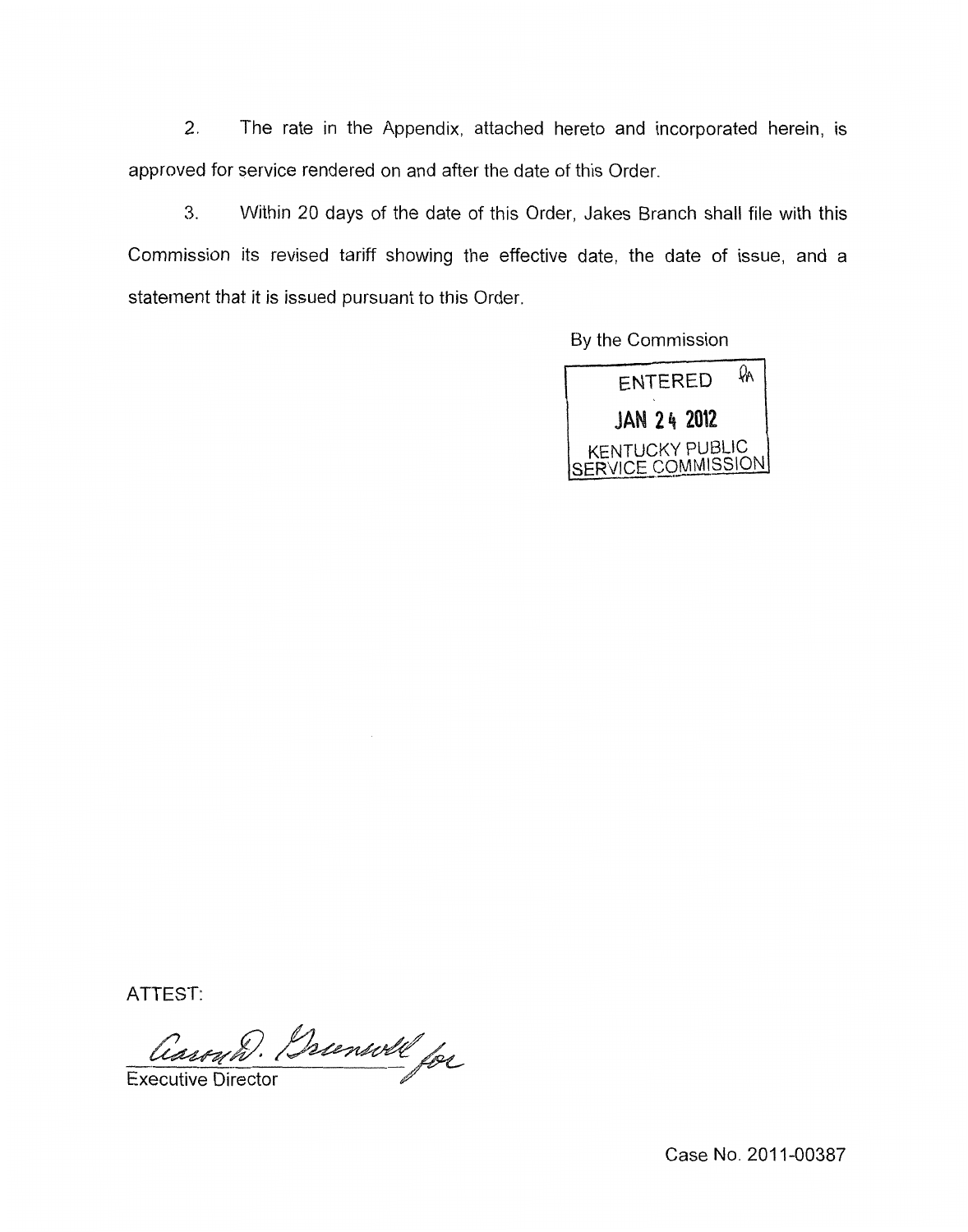2. The rate in the Appendix, attached hereto and incorporated herein, is approved for service rendered on and after the date of this Order.

3. Within 20 days of the date of this Order, Jakes Branch shall file with this Commission its revised tariff showing the effective date, the date of issue, and a statement that it is issued pursuant to this Order.

By the Commission

ENTERED
JAN 24 2012
KENTUCKY PUBLIC SERVICE COMMISSION

ATTEST:

Aaron D. Greenwell for
Executive Director

Case No. 2011-00387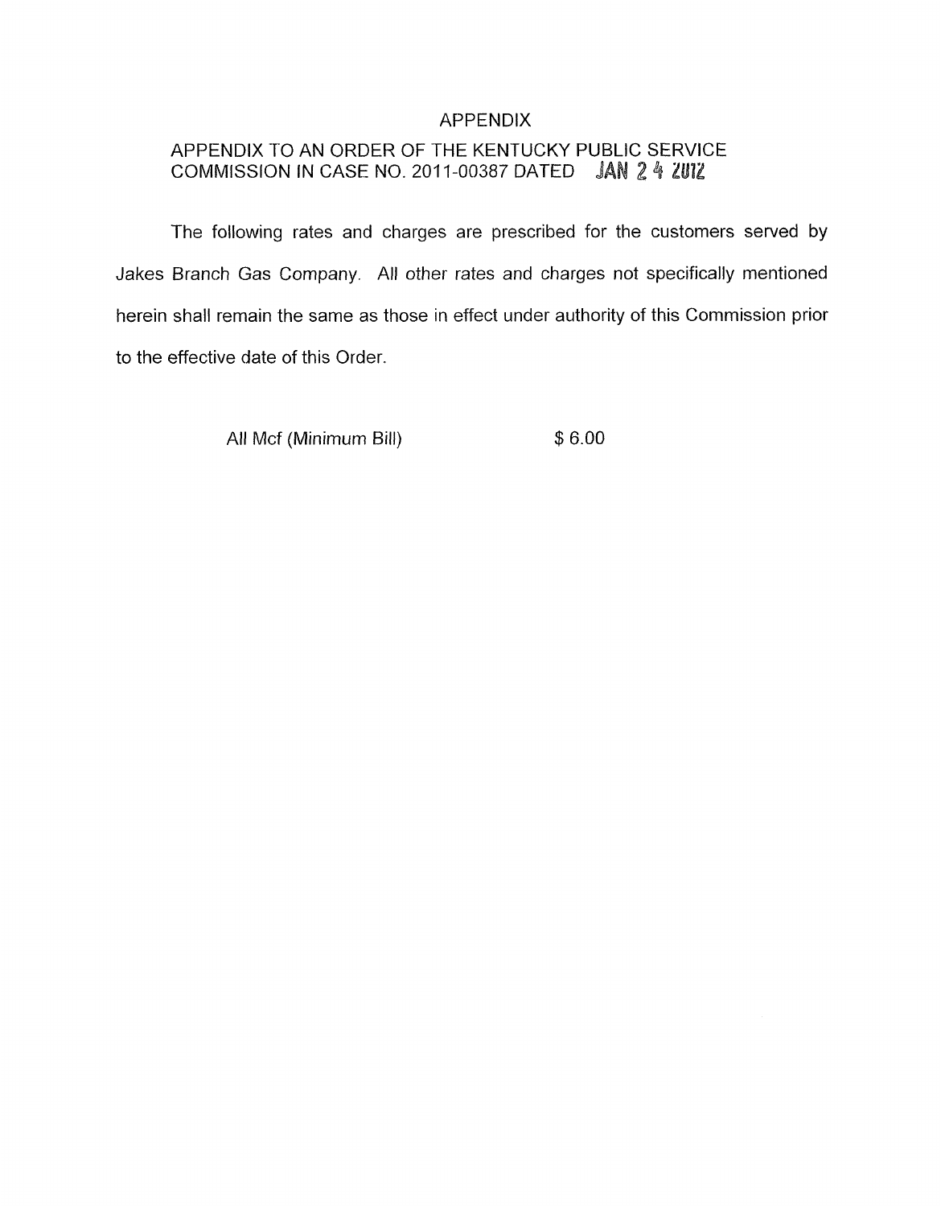# APPENDIX

## APPENDIX TO AN ORDER OF THE KENTUCKY PUBLIC SERVICE COMMISSION IN CASE NO. 2011-00387 DATED JAN 24 2012

The following rates and charges are prescribed for the customers served by Jakes Branch Gas Company. All other rates and charges not specifically mentioned herein shall remain the same as those in effect under authority of this Commission prior to the effective date of this Order.

| | |
|---|---|
| All Mcf (Minimum Bill) | $ 6.00 |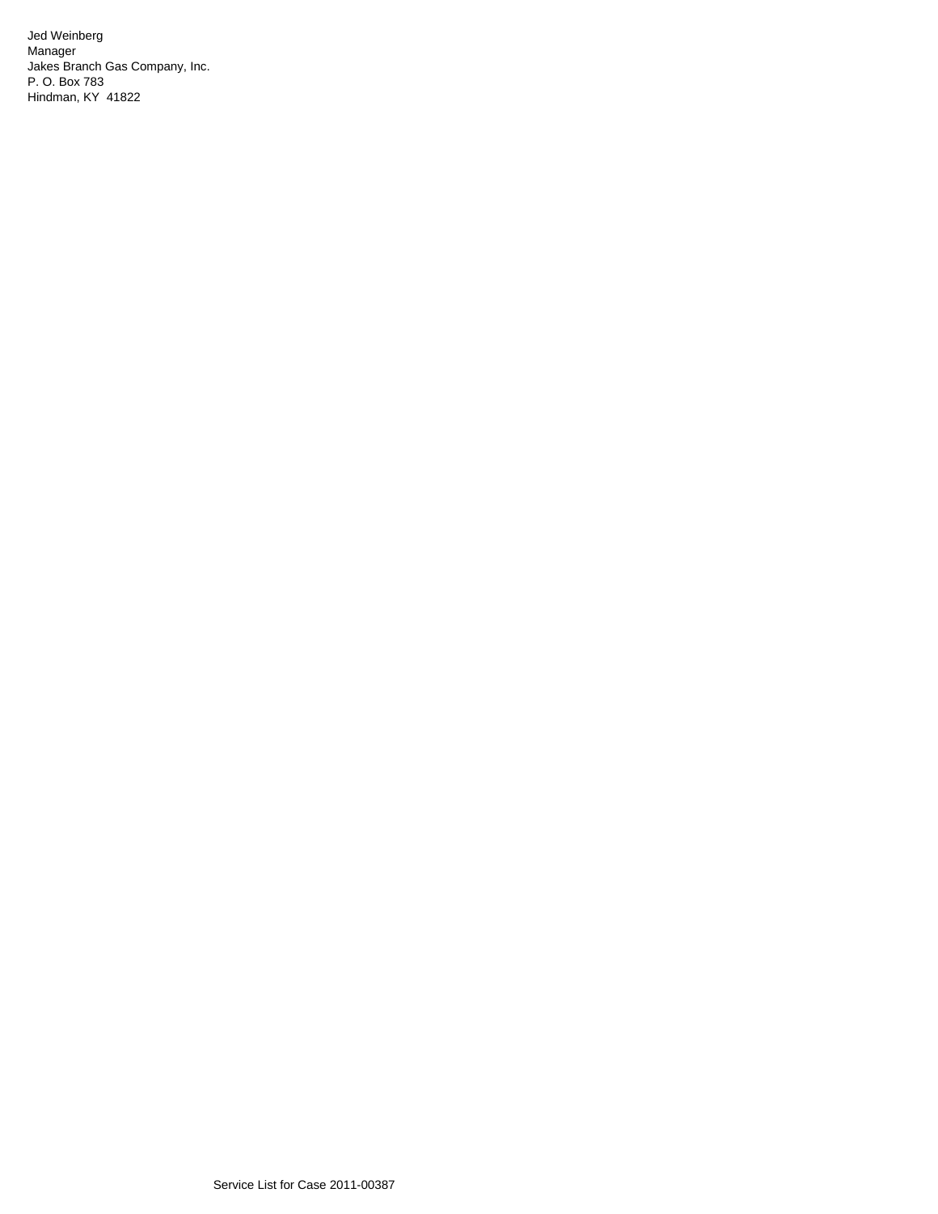Jed Weinberg
Manager
Jakes Branch Gas Company, Inc.
P. O. Box 783
Hindman, KY 41822